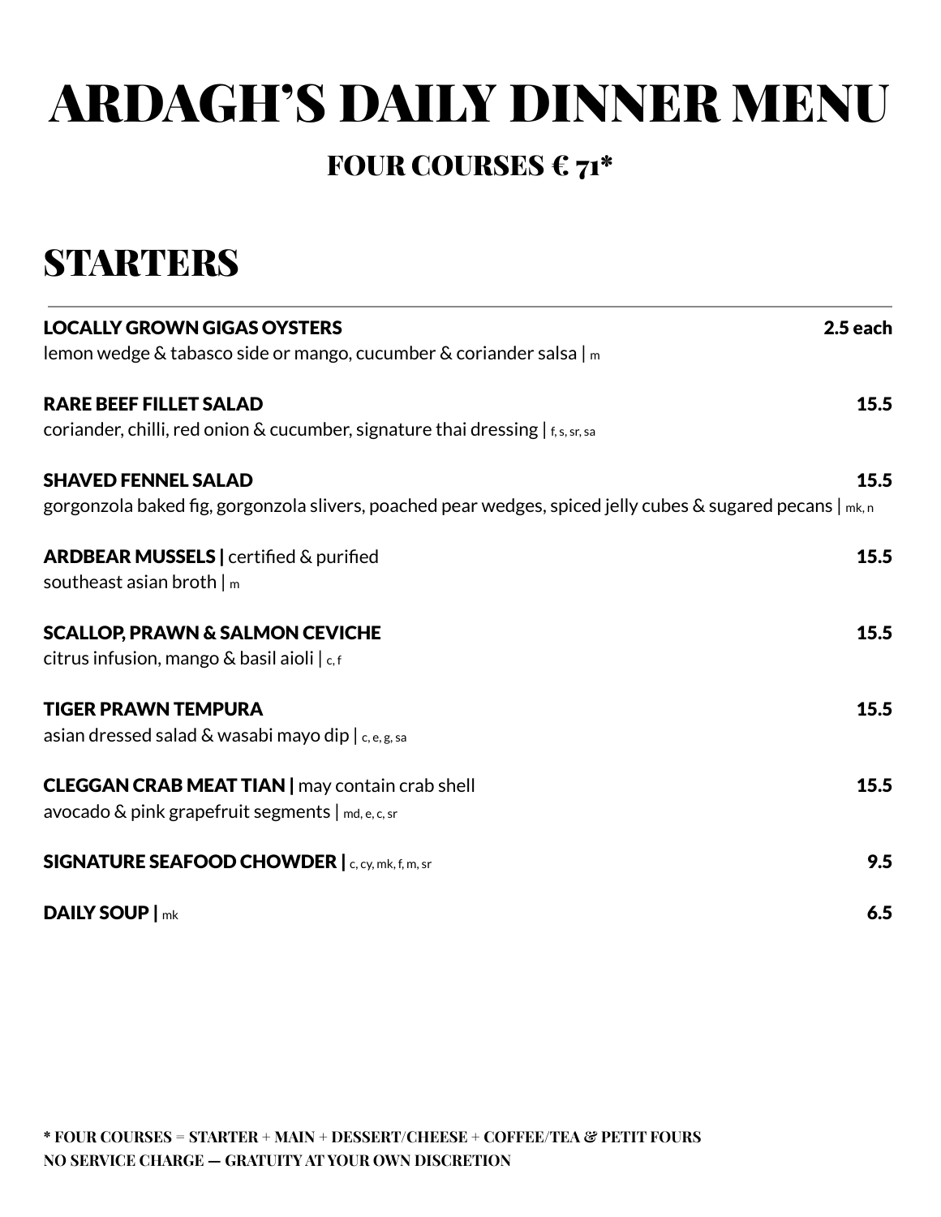# ARDAGH'S DAILY DINNER MENU

## FOUR COURSES € 71*

## STARTERS

**LOCALLY GROWN GIGAS OYSTERS** — **2.5 each**
lemon wedge & tabasco side or mango, cucumber & coriander salsa | m

**RARE BEEF FILLET SALAD** — **15.5**
coriander, chilli, red onion & cucumber, signature thai dressing | f, s, sr, sa

**SHAVED FENNEL SALAD** — **15.5**
gorgonzola baked fig, gorgonzola slivers, poached pear wedges, spiced jelly cubes & sugared pecans | mk, n

**ARDBEAR MUSSELS |** certified & purified — **15.5**
southeast asian broth | m

**SCALLOP, PRAWN & SALMON CEVICHE** — **15.5**
citrus infusion, mango & basil aioli | c, f

**TIGER PRAWN TEMPURA** — **15.5**
asian dressed salad & wasabi mayo dip | c, e, g, sa

**CLEGGAN CRAB MEAT TIAN |** may contain crab shell — **15.5**
avocado & pink grapefruit segments | md, e, c, sr

**SIGNATURE SEAFOOD CHOWDER |** c, cy, mk, f, m, sr — **9.5**

**DAILY SOUP |** mk — **6.5**

**\* FOUR COURSES = STARTER + MAIN + DESSERT/CHEESE + COFFEE/TEA & PETIT FOURS**
**NO SERVICE CHARGE — GRATUITY AT YOUR OWN DISCRETION**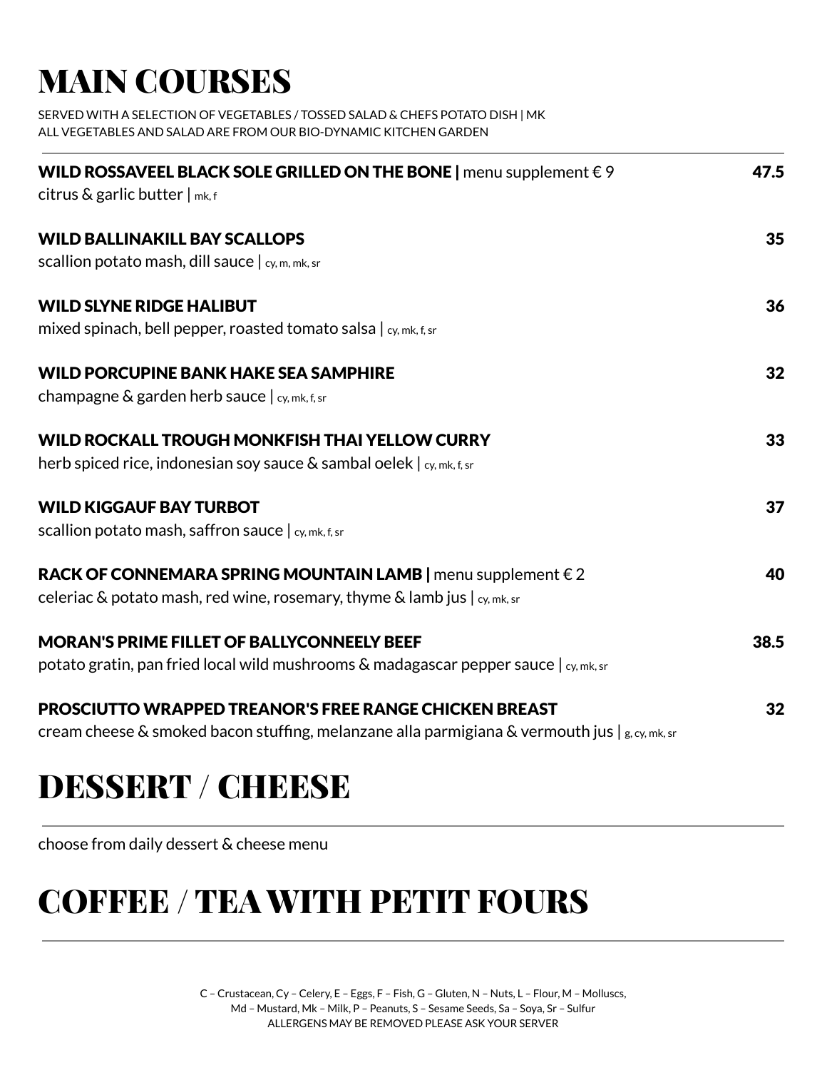# MAIN COURSES

SERVED WITH A SELECTION OF VEGETABLES / TOSSED SALAD & CHEFS POTATO DISH | MK
ALL VEGETABLES AND SALAD ARE FROM OUR BIO-DYNAMIC KITCHEN GARDEN

---

**WILD ROSSAVEEL BLACK SOLE GRILLED ON THE BONE |** menu supplement € 9 — **47.5**
citrus & garlic butter | mk, f

**WILD BALLINAKILL BAY SCALLOPS** — **35**
scallion potato mash, dill sauce | cy, m, mk, sr

**WILD SLYNE RIDGE HALIBUT** — **36**
mixed spinach, bell pepper, roasted tomato salsa | cy, mk, f, sr

**WILD PORCUPINE BANK HAKE SEA SAMPHIRE** — **32**
champagne & garden herb sauce | cy, mk, f, sr

**WILD ROCKALL TROUGH MONKFISH THAI YELLOW CURRY** — **33**
herb spiced rice, indonesian soy sauce & sambal oelek | cy, mk, f, sr

**WILD KIGGAUF BAY TURBOT** — **37**
scallion potato mash, saffron sauce | cy, mk, f, sr

**RACK OF CONNEMARA SPRING MOUNTAIN LAMB |** menu supplement € 2 — **40**
celeriac & potato mash, red wine, rosemary, thyme & lamb jus | cy, mk, sr

**MORAN'S PRIME FILLET OF BALLYCONNEELY BEEF** — **38.5**
potato gratin, pan fried local wild mushrooms & madagascar pepper sauce | cy, mk, sr

**PROSCIUTTO WRAPPED TREANOR'S FREE RANGE CHICKEN BREAST** — **32**
cream cheese & smoked bacon stuffing, melanzane alla parmigiana & vermouth jus | g, cy, mk, sr

# DESSERT / CHEESE

---

choose from daily dessert & cheese menu

# COFFEE / TEA WITH PETIT FOURS

---

C – Crustacean, Cy – Celery, E – Eggs, F – Fish, G – Gluten, N – Nuts, L – Flour, M – Molluscs,
Md – Mustard, Mk – Milk, P – Peanuts, S – Sesame Seeds, Sa – Soya, Sr – Sulfur
ALLERGENS MAY BE REMOVED PLEASE ASK YOUR SERVER